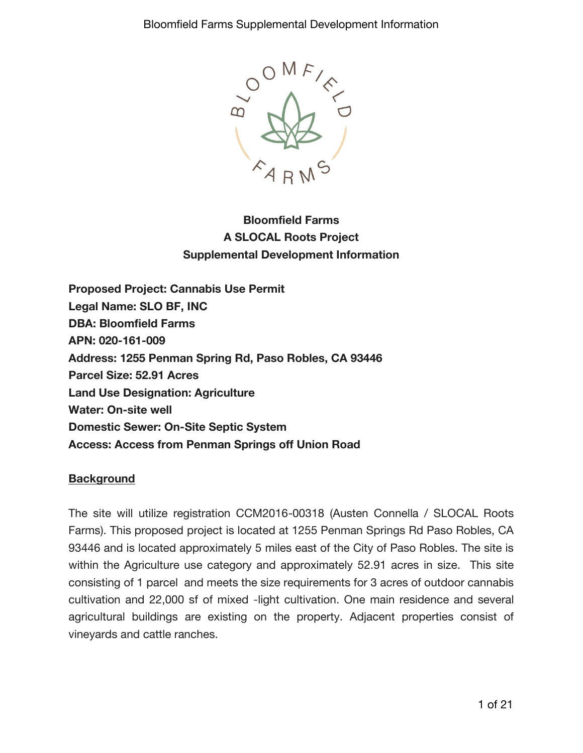# Bloomfield Farms
## A SLOCAL Roots Project
## Supplemental Development Information

**Proposed Project: Cannabis Use Permit**
**Legal Name: SLO BF, INC**
**DBA: Bloomfield Farms**
**APN: 020-161-009**
**Address: 1255 Penman Spring Rd, Paso Robles, CA 93446**
**Parcel Size: 52.91 Acres**
**Land Use Designation: Agriculture**
**Water: On-site well**
**Domestic Sewer: On-Site Septic System**
**Access: Access from Penman Springs off Union Road**

### Background

The site will utilize registration CCM2016-00318 (Austen Connella / SLOCAL Roots Farms). This proposed project is located at 1255 Penman Springs Rd Paso Robles, CA 93446 and is located approximately 5 miles east of the City of Paso Robles. The site is within the Agriculture use category and approximately 52.91 acres in size. This site consisting of 1 parcel and meets the size requirements for 3 acres of outdoor cannabis cultivation and 22,000 sf of mixed -light cultivation. One main residence and several agricultural buildings are existing on the property. Adjacent properties consist of vineyards and cattle ranches.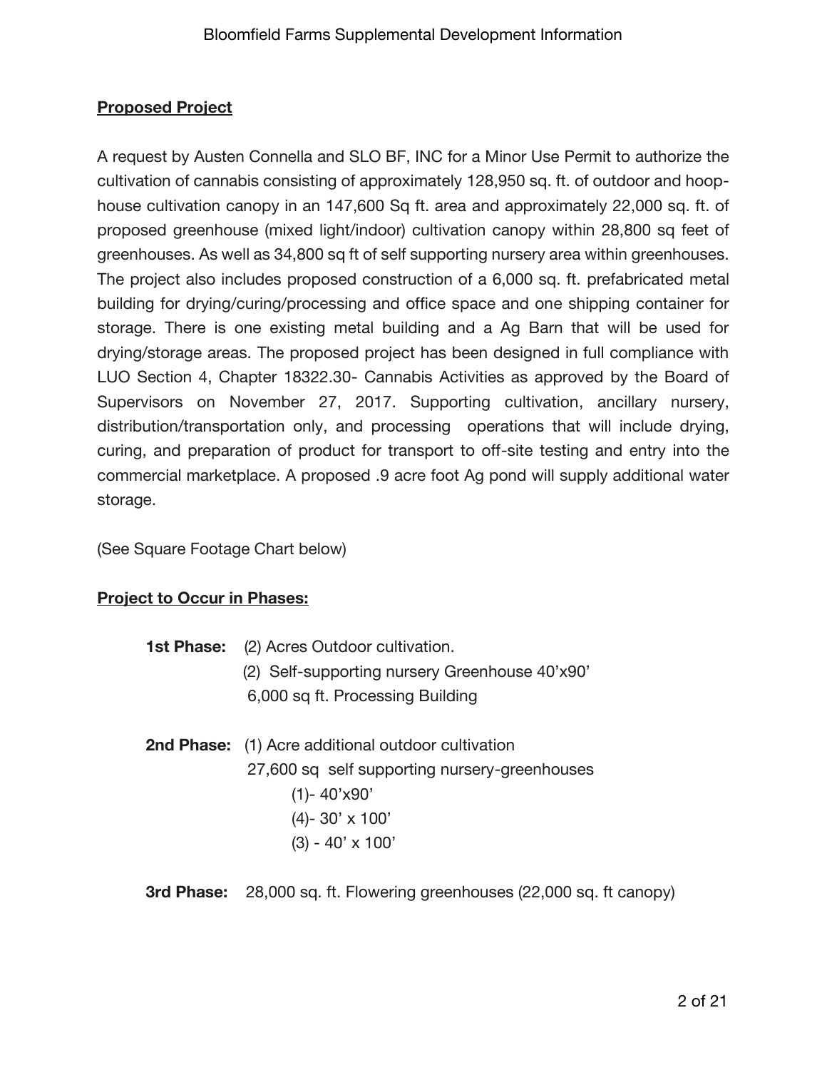**Proposed Project**

A request by Austen Connella and SLO BF, INC for a Minor Use Permit to authorize the cultivation of cannabis consisting of approximately 128,950 sq. ft. of outdoor and hoop-house cultivation canopy in an 147,600 Sq ft. area and approximately 22,000 sq. ft. of proposed greenhouse (mixed light/indoor) cultivation canopy within 28,800 sq feet of greenhouses. As well as 34,800 sq ft of self supporting nursery area within greenhouses. The project also includes proposed construction of a 6,000 sq. ft. prefabricated metal building for drying/curing/processing and office space and one shipping container for storage. There is one existing metal building and a Ag Barn that will be used for drying/storage areas. The proposed project has been designed in full compliance with LUO Section 4, Chapter 18322.30- Cannabis Activities as approved by the Board of Supervisors on November 27, 2017. Supporting cultivation, ancillary nursery, distribution/transportation only, and processing operations that will include drying, curing, and preparation of product for transport to off-site testing and entry into the commercial marketplace. A proposed .9 acre foot Ag pond will supply additional water storage.

(See Square Footage Chart below)

**Project to Occur in Phases:**

**1st Phase:** (2) Acres Outdoor cultivation.
(2) Self-supporting nursery Greenhouse 40'x90'
6,000 sq ft. Processing Building

**2nd Phase:** (1) Acre additional outdoor cultivation
27,600 sq self supporting nursery-greenhouses
(1)- 40'x90'
(4)- 30' x 100'
(3) - 40' x 100'

**3rd Phase:** 28,000 sq. ft. Flowering greenhouses (22,000 sq. ft canopy)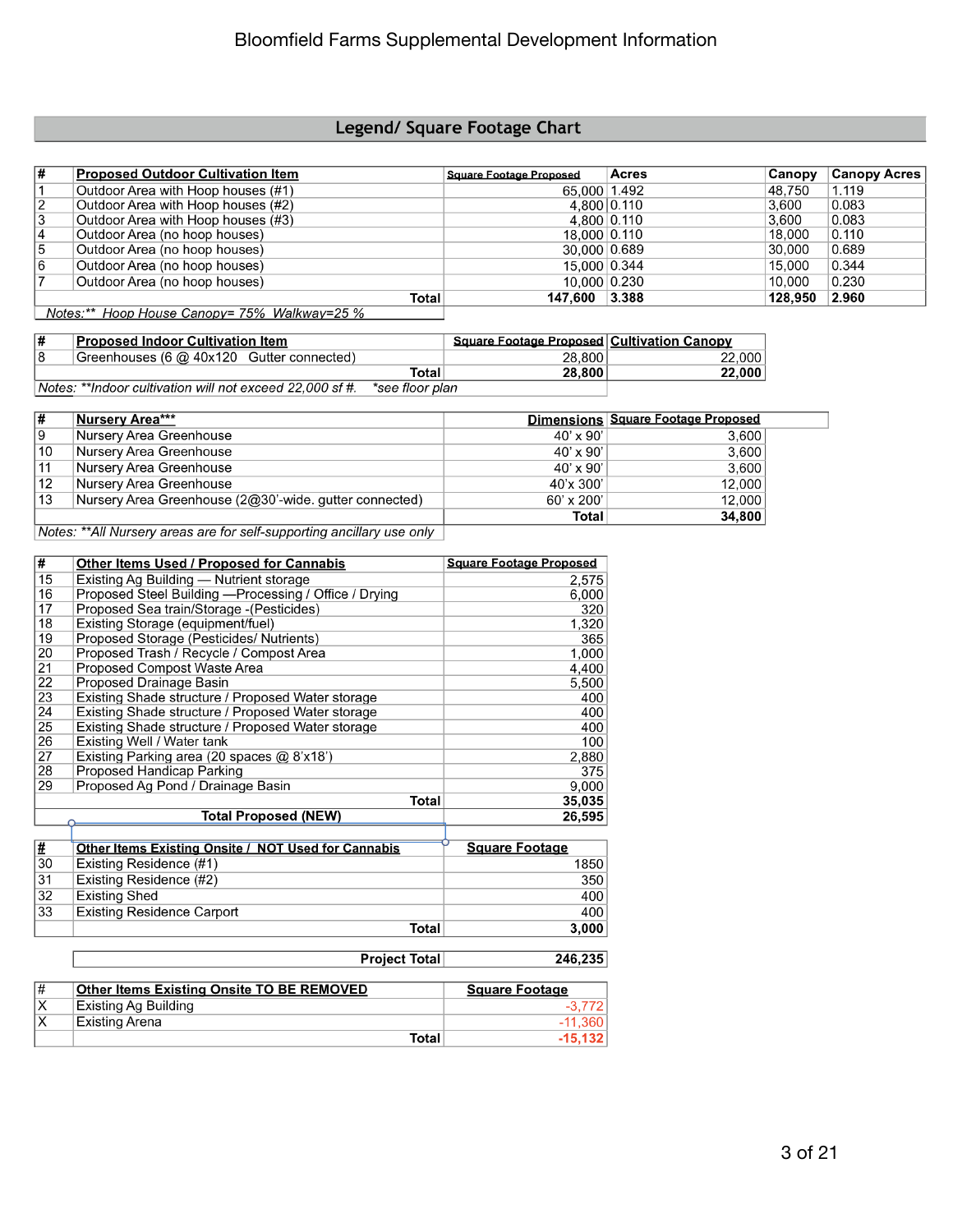# Bloomfield Farms Supplemental Development Information

## Legend/ Square Footage Chart

| # | Proposed Outdoor Cultivation Item | Square Footage Proposed | Acres | Canopy | Canopy Acres |
|---|---|---|---|---|---|
| 1 | Outdoor Area with Hoop houses (#1) | 65,000 | 1.492 | 48,750 | 1.119 |
| 2 | Outdoor Area with Hoop houses (#2) | 4,800 | 0.110 | 3,600 | 0.083 |
| 3 | Outdoor Area with Hoop houses (#3) | 4,800 | 0.110 | 3,600 | 0.083 |
| 4 | Outdoor Area (no hoop houses) | 18,000 | 0.110 | 18,000 | 0.110 |
| 5 | Outdoor Area (no hoop houses) | 30,000 | 0.689 | 30,000 | 0.689 |
| 6 | Outdoor Area (no hoop houses) | 15,000 | 0.344 | 15,000 | 0.344 |
| 7 | Outdoor Area (no hoop houses) | 10,000 | 0.230 | 10,000 | 0.230 |
| | **Total** | **147,600** | **3.388** | **128,950** | **2.960** |

*Notes:\*\* Hoop House Canopy= 75% Walkway=25 %*

| # | Proposed Indoor Cultivation Item | Square Footage Proposed | Cultivation Canopy |
|---|---|---|---|
| 8 | Greenhouses (6 @ 40x120 Gutter connected) | 28,800 | 22,000 |
| | **Total** | **28,800** | **22,000** |

*Notes: \*\*Indoor cultivation will not exceed 22,000 sf #. \*see floor plan*

| # | Nursery Area*** | Dimensions | Square Footage Proposed |
|---|---|---|---|
| 9 | Nursery Area Greenhouse | 40' x 90' | 3,600 |
| 10 | Nursery Area Greenhouse | 40' x 90' | 3,600 |
| 11 | Nursery Area Greenhouse | 40' x 90' | 3,600 |
| 12 | Nursery Area Greenhouse | 40'x 300' | 12,000 |
| 13 | Nursery Area Greenhouse (2@30'-wide. gutter connected) | 60' x 200' | 12,000 |
| | | **Total** | **34,800** |

*Notes: \*\*All Nursery areas are for self-supporting ancillary use only*

| # | Other Items Used / Proposed for Cannabis | Square Footage Proposed |
|---|---|---|
| 15 | Existing Ag Building — Nutrient storage | 2,575 |
| 16 | Proposed Steel Building —Processing / Office / Drying | 6,000 |
| 17 | Proposed Sea train/Storage -(Pesticides) | 320 |
| 18 | Existing Storage (equipment/fuel) | 1,320 |
| 19 | Proposed Storage (Pesticides/ Nutrients) | 365 |
| 20 | Proposed Trash / Recycle / Compost Area | 1,000 |
| 21 | Proposed Compost Waste Area | 4,400 |
| 22 | Proposed Drainage Basin | 5,500 |
| 23 | Existing Shade structure / Proposed Water storage | 400 |
| 24 | Existing Shade structure / Proposed Water storage | 400 |
| 25 | Existing Shade structure / Proposed Water storage | 400 |
| 26 | Existing Well / Water tank | 100 |
| 27 | Existing Parking area (20 spaces @ 8'x18') | 2,880 |
| 28 | Proposed Handicap Parking | 375 |
| 29 | Proposed Ag Pond / Drainage Basin | 9,000 |
| | **Total** | **35,035** |
| | **Total Proposed (NEW)** | **26,595** |

| # | Other Items Existing Onsite / NOT Used for Cannabis | Square Footage |
|---|---|---|
| 30 | Existing Residence (#1) | 1850 |
| 31 | Existing Residence (#2) | 350 |
| 32 | Existing Shed | 400 |
| 33 | Existing Residence Carport | 400 |
| | **Total** | **3,000** |

| Project Total | 246,235 |
|---|---|

| # | Other Items Existing Onsite TO BE REMOVED | Square Footage |
|---|---|---|
| X | Existing Ag Building | -3,772 |
| X | Existing Arena | -11,360 |
| | **Total** | **-15,132** |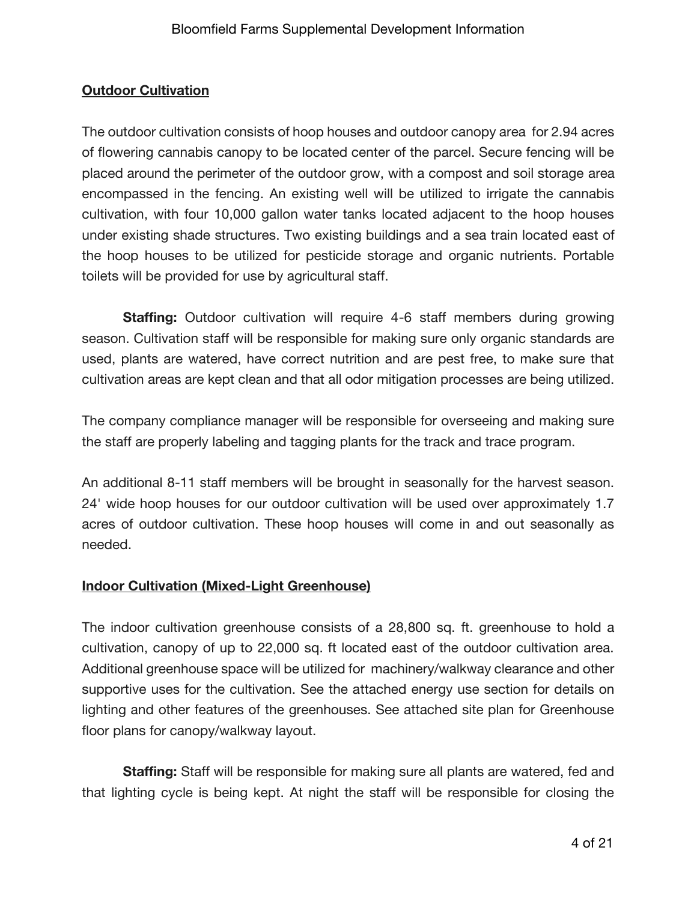**Outdoor Cultivation**

The outdoor cultivation consists of hoop houses and outdoor canopy area for 2.94 acres of flowering cannabis canopy to be located center of the parcel. Secure fencing will be placed around the perimeter of the outdoor grow, with a compost and soil storage area encompassed in the fencing. An existing well will be utilized to irrigate the cannabis cultivation, with four 10,000 gallon water tanks located adjacent to the hoop houses under existing shade structures. Two existing buildings and a sea train located east of the hoop houses to be utilized for pesticide storage and organic nutrients. Portable toilets will be provided for use by agricultural staff.

**Staffing:** Outdoor cultivation will require 4-6 staff members during growing season. Cultivation staff will be responsible for making sure only organic standards are used, plants are watered, have correct nutrition and are pest free, to make sure that cultivation areas are kept clean and that all odor mitigation processes are being utilized.

The company compliance manager will be responsible for overseeing and making sure the staff are properly labeling and tagging plants for the track and trace program.

An additional 8-11 staff members will be brought in seasonally for the harvest season. 24' wide hoop houses for our outdoor cultivation will be used over approximately 1.7 acres of outdoor cultivation. These hoop houses will come in and out seasonally as needed.

**Indoor Cultivation (Mixed-Light Greenhouse)**

The indoor cultivation greenhouse consists of a 28,800 sq. ft. greenhouse to hold a cultivation, canopy of up to 22,000 sq. ft located east of the outdoor cultivation area. Additional greenhouse space will be utilized for machinery/walkway clearance and other supportive uses for the cultivation. See the attached energy use section for details on lighting and other features of the greenhouses. See attached site plan for Greenhouse floor plans for canopy/walkway layout.

**Staffing:** Staff will be responsible for making sure all plants are watered, fed and that lighting cycle is being kept. At night the staff will be responsible for closing the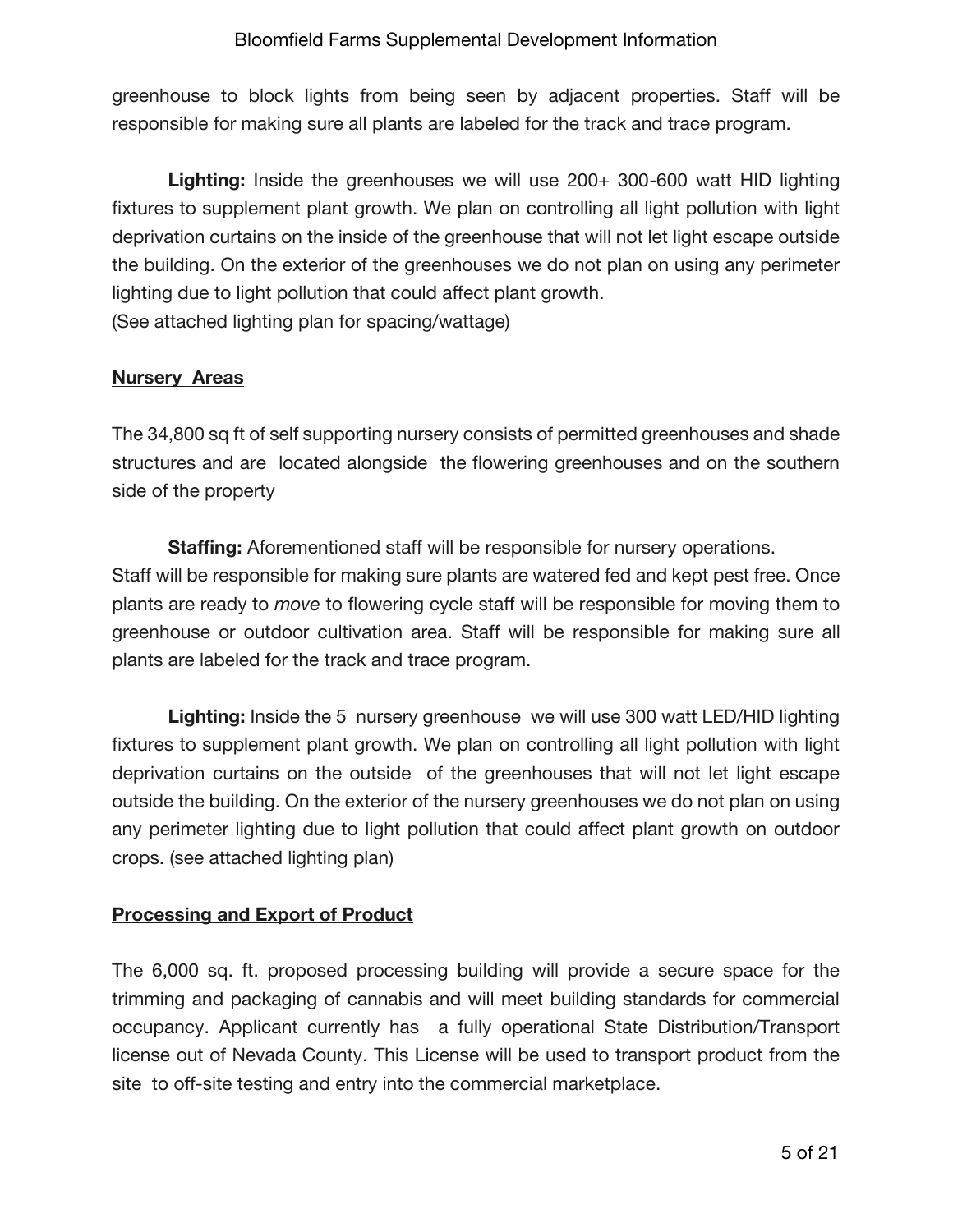greenhouse to block lights from being seen by adjacent properties. Staff will be responsible for making sure all plants are labeled for the track and trace program.

**Lighting:** Inside the greenhouses we will use 200+ 300-600 watt HID lighting fixtures to supplement plant growth. We plan on controlling all light pollution with light deprivation curtains on the inside of the greenhouse that will not let light escape outside the building. On the exterior of the greenhouses we do not plan on using any perimeter lighting due to light pollution that could affect plant growth.
(See attached lighting plan for spacing/wattage)

**Nursery Areas**

The 34,800 sq ft of self supporting nursery consists of permitted greenhouses and shade structures and are located alongside the flowering greenhouses and on the southern side of the property

**Staffing:** Aforementioned staff will be responsible for nursery operations.
Staff will be responsible for making sure plants are watered fed and kept pest free. Once plants are ready to *move* to flowering cycle staff will be responsible for moving them to greenhouse or outdoor cultivation area. Staff will be responsible for making sure all plants are labeled for the track and trace program.

**Lighting:** Inside the 5 nursery greenhouse we will use 300 watt LED/HID lighting fixtures to supplement plant growth. We plan on controlling all light pollution with light deprivation curtains on the outside of the greenhouses that will not let light escape outside the building. On the exterior of the nursery greenhouses we do not plan on using any perimeter lighting due to light pollution that could affect plant growth on outdoor crops. (see attached lighting plan)

**Processing and Export of Product**

The 6,000 sq. ft. proposed processing building will provide a secure space for the trimming and packaging of cannabis and will meet building standards for commercial occupancy. Applicant currently has a fully operational State Distribution/Transport license out of Nevada County. This License will be used to transport product from the site to off-site testing and entry into the commercial marketplace.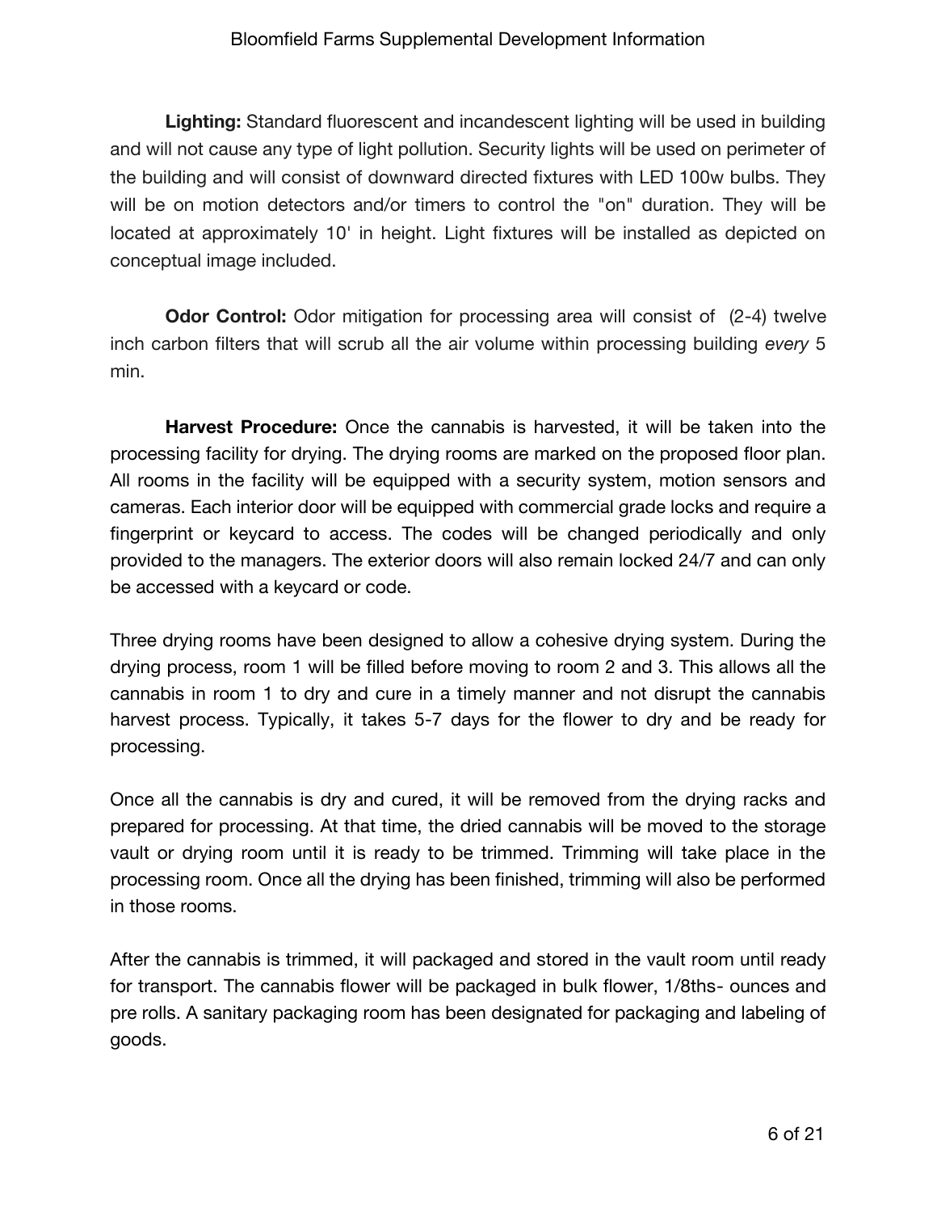**Lighting:** Standard fluorescent and incandescent lighting will be used in building and will not cause any type of light pollution. Security lights will be used on perimeter of the building and will consist of downward directed fixtures with LED 100w bulbs. They will be on motion detectors and/or timers to control the "on" duration. They will be located at approximately 10' in height. Light fixtures will be installed as depicted on conceptual image included.

**Odor Control:** Odor mitigation for processing area will consist of (2-4) twelve inch carbon filters that will scrub all the air volume within processing building *every* 5 min.

**Harvest Procedure:** Once the cannabis is harvested, it will be taken into the processing facility for drying. The drying rooms are marked on the proposed floor plan. All rooms in the facility will be equipped with a security system, motion sensors and cameras. Each interior door will be equipped with commercial grade locks and require a fingerprint or keycard to access. The codes will be changed periodically and only provided to the managers. The exterior doors will also remain locked 24/7 and can only be accessed with a keycard or code.

Three drying rooms have been designed to allow a cohesive drying system. During the drying process, room 1 will be filled before moving to room 2 and 3. This allows all the cannabis in room 1 to dry and cure in a timely manner and not disrupt the cannabis harvest process. Typically, it takes 5-7 days for the flower to dry and be ready for processing.

Once all the cannabis is dry and cured, it will be removed from the drying racks and prepared for processing. At that time, the dried cannabis will be moved to the storage vault or drying room until it is ready to be trimmed. Trimming will take place in the processing room. Once all the drying has been finished, trimming will also be performed in those rooms.

After the cannabis is trimmed, it will packaged and stored in the vault room until ready for transport. The cannabis flower will be packaged in bulk flower, 1/8ths- ounces and pre rolls. A sanitary packaging room has been designated for packaging and labeling of goods.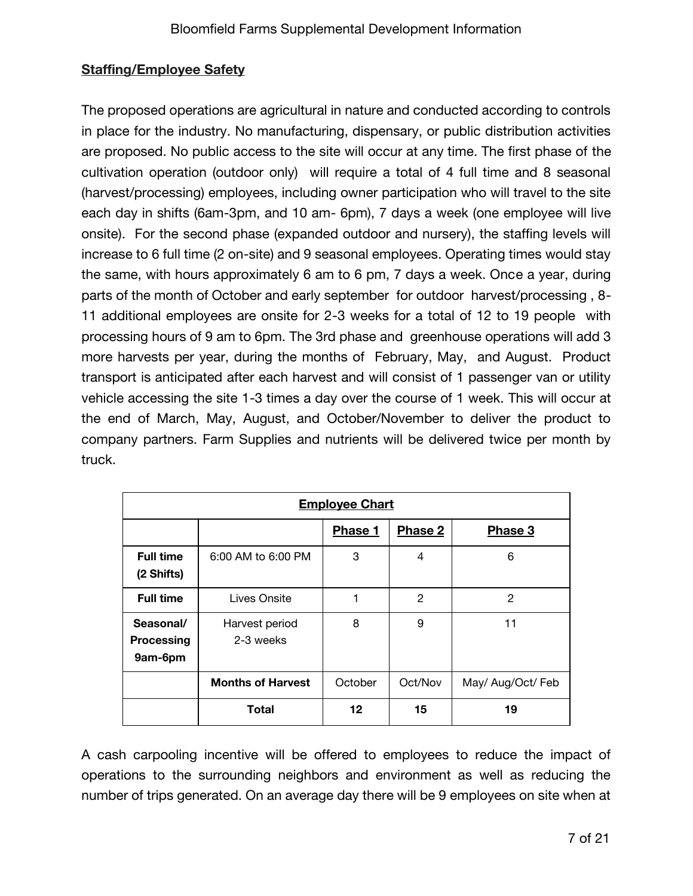**Staffing/Employee Safety**

The proposed operations are agricultural in nature and conducted according to controls in place for the industry. No manufacturing, dispensary, or public distribution activities are proposed. No public access to the site will occur at any time. The first phase of the cultivation operation (outdoor only) will require a total of 4 full time and 8 seasonal (harvest/processing) employees, including owner participation who will travel to the site each day in shifts (6am-3pm, and 10 am- 6pm), 7 days a week (one employee will live onsite). For the second phase (expanded outdoor and nursery), the staffing levels will increase to 6 full time (2 on-site) and 9 seasonal employees. Operating times would stay the same, with hours approximately 6 am to 6 pm, 7 days a week. Once a year, during parts of the month of October and early september for outdoor harvest/processing , 8-11 additional employees are onsite for 2-3 weeks for a total of 12 to 19 people with processing hours of 9 am to 6pm. The 3rd phase and greenhouse operations will add 3 more harvests per year, during the months of February, May, and August. Product transport is anticipated after each harvest and will consist of 1 passenger van or utility vehicle accessing the site 1-3 times a day over the course of 1 week. This will occur at the end of March, May, August, and October/November to deliver the product to company partners. Farm Supplies and nutrients will be delivered twice per month by truck.

| **Employee Chart** | | | | |
|---|---|---|---|---|
| | | **Phase 1** | **Phase 2** | **Phase 3** |
| **Full time (2 Shifts)** | 6:00 AM to 6:00 PM | 3 | 4 | 6 |
| **Full time** | Lives Onsite | 1 | 2 | 2 |
| **Seasonal/ Processing 9am-6pm** | Harvest period 2-3 weeks | 8 | 9 | 11 |
| | **Months of Harvest** | October | Oct/Nov | May/ Aug/Oct/ Feb |
| | **Total** | **12** | **15** | **19** |

A cash carpooling incentive will be offered to employees to reduce the impact of operations to the surrounding neighbors and environment as well as reducing the number of trips generated. On an average day there will be 9 employees on site when at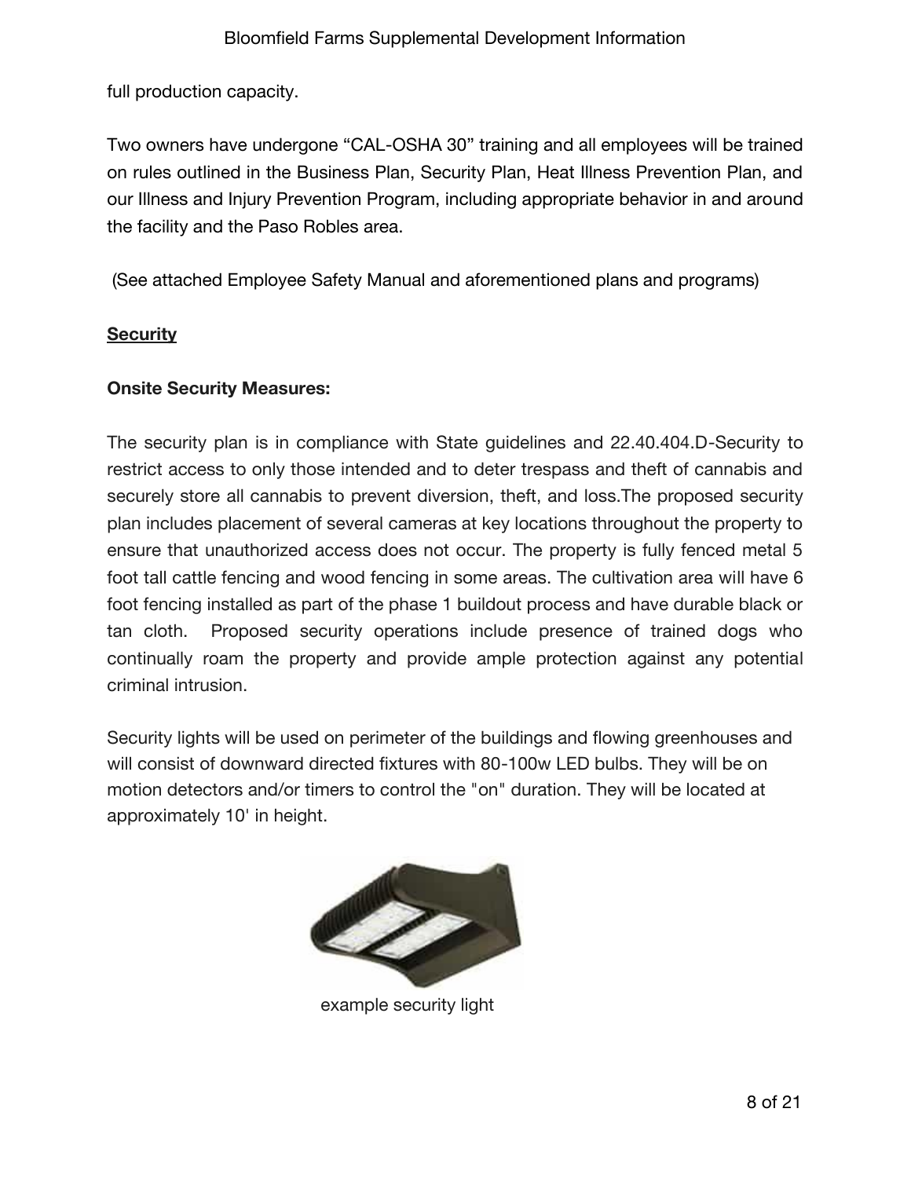full production capacity.

Two owners have undergone “CAL-OSHA 30” training and all employees will be trained on rules outlined in the Business Plan, Security Plan, Heat Illness Prevention Plan, and our Illness and Injury Prevention Program, including appropriate behavior in and around the facility and the Paso Robles area.

(See attached Employee Safety Manual and aforementioned plans and programs)

**Security**

**Onsite Security Measures:**

The security plan is in compliance with State guidelines and 22.40.404.D-Security to restrict access to only those intended and to deter trespass and theft of cannabis and securely store all cannabis to prevent diversion, theft, and loss.The proposed security plan includes placement of several cameras at key locations throughout the property to ensure that unauthorized access does not occur. The property is fully fenced metal 5 foot tall cattle fencing and wood fencing in some areas. The cultivation area will have 6 foot fencing installed as part of the phase 1 buildout process and have durable black or tan cloth. Proposed security operations include presence of trained dogs who continually roam the property and provide ample protection against any potential criminal intrusion.

Security lights will be used on perimeter of the buildings and flowing greenhouses and will consist of downward directed fixtures with 80-100w LED bulbs. They will be on motion detectors and/or timers to control the "on" duration. They will be located at approximately 10' in height.

example security light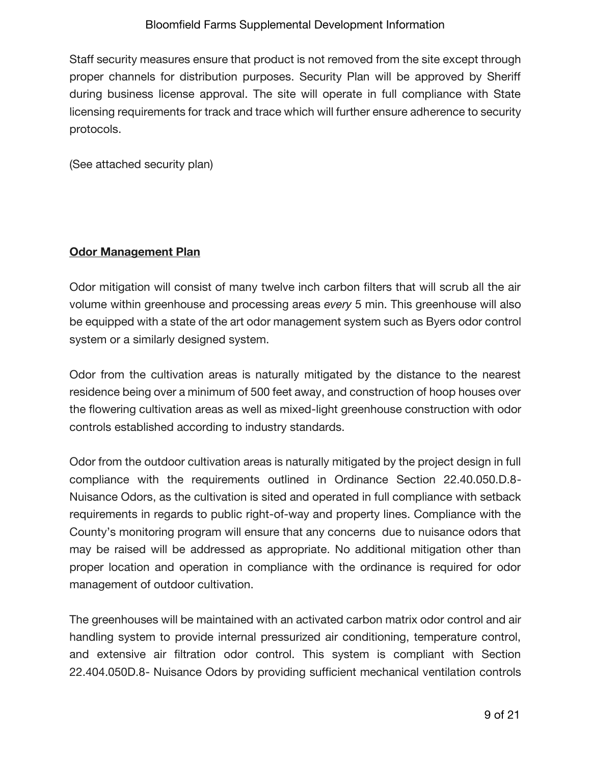Staff security measures ensure that product is not removed from the site except through proper channels for distribution purposes. Security Plan will be approved by Sheriff during business license approval. The site will operate in full compliance with State licensing requirements for track and trace which will further ensure adherence to security protocols.

(See attached security plan)

## **Odor Management Plan**

Odor mitigation will consist of many twelve inch carbon filters that will scrub all the air volume within greenhouse and processing areas *every* 5 min. This greenhouse will also be equipped with a state of the art odor management system such as Byers odor control system or a similarly designed system.

Odor from the cultivation areas is naturally mitigated by the distance to the nearest residence being over a minimum of 500 feet away, and construction of hoop houses over the flowering cultivation areas as well as mixed-light greenhouse construction with odor controls established according to industry standards.

Odor from the outdoor cultivation areas is naturally mitigated by the project design in full compliance with the requirements outlined in Ordinance Section 22.40.050.D.8- Nuisance Odors, as the cultivation is sited and operated in full compliance with setback requirements in regards to public right-of-way and property lines. Compliance with the County's monitoring program will ensure that any concerns due to nuisance odors that may be raised will be addressed as appropriate. No additional mitigation other than proper location and operation in compliance with the ordinance is required for odor management of outdoor cultivation.

The greenhouses will be maintained with an activated carbon matrix odor control and air handling system to provide internal pressurized air conditioning, temperature control, and extensive air filtration odor control. This system is compliant with Section 22.404.050D.8- Nuisance Odors by providing sufficient mechanical ventilation controls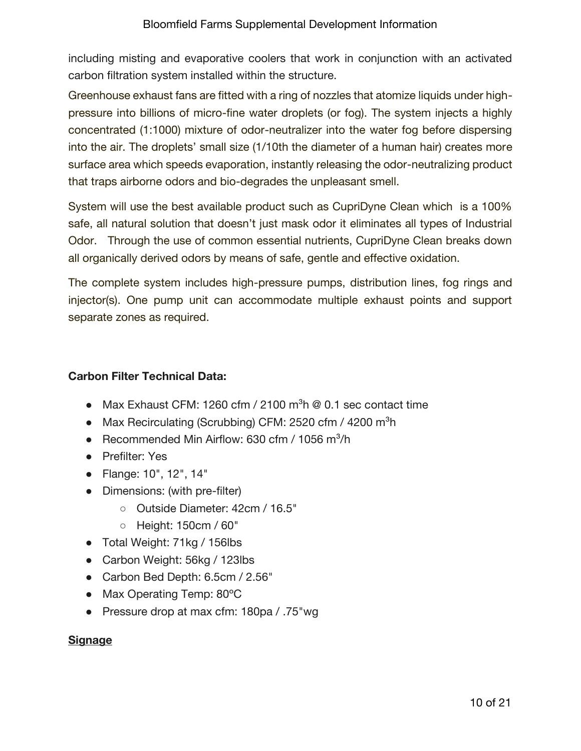including misting and evaporative coolers that work in conjunction with an activated carbon filtration system installed within the structure.

Greenhouse exhaust fans are fitted with a ring of nozzles that atomize liquids under high-pressure into billions of micro-fine water droplets (or fog). The system injects a highly concentrated (1:1000) mixture of odor-neutralizer into the water fog before dispersing into the air. The droplets' small size (1/10th the diameter of a human hair) creates more surface area which speeds evaporation, instantly releasing the odor-neutralizing product that traps airborne odors and bio-degrades the unpleasant smell.

System will use the best available product such as CupriDyne Clean which is a 100% safe, all natural solution that doesn't just mask odor it eliminates all types of Industrial Odor. Through the use of common essential nutrients, CupriDyne Clean breaks down all organically derived odors by means of safe, gentle and effective oxidation.

The complete system includes high-pressure pumps, distribution lines, fog rings and injector(s). One pump unit can accommodate multiple exhaust points and support separate zones as required.

**Carbon Filter Technical Data:**

- Max Exhaust CFM: 1260 cfm / 2100 $m^3h$ @ 0.1 sec contact time
- Max Recirculating (Scrubbing) CFM: 2520 cfm / 4200 $m^3h$
- Recommended Min Airflow: 630 cfm / 1056 $m^3/h$
- Prefilter: Yes
- Flange: 10", 12", 14"
- Dimensions: (with pre-filter)
  - Outside Diameter: 42cm / 16.5"
  - Height: 150cm / 60"
- Total Weight: 71kg / 156lbs
- Carbon Weight: 56kg / 123lbs
- Carbon Bed Depth: 6.5cm / 2.56"
- Max Operating Temp: 80ºC
- Pressure drop at max cfm: 180pa / .75"wg

**Signage**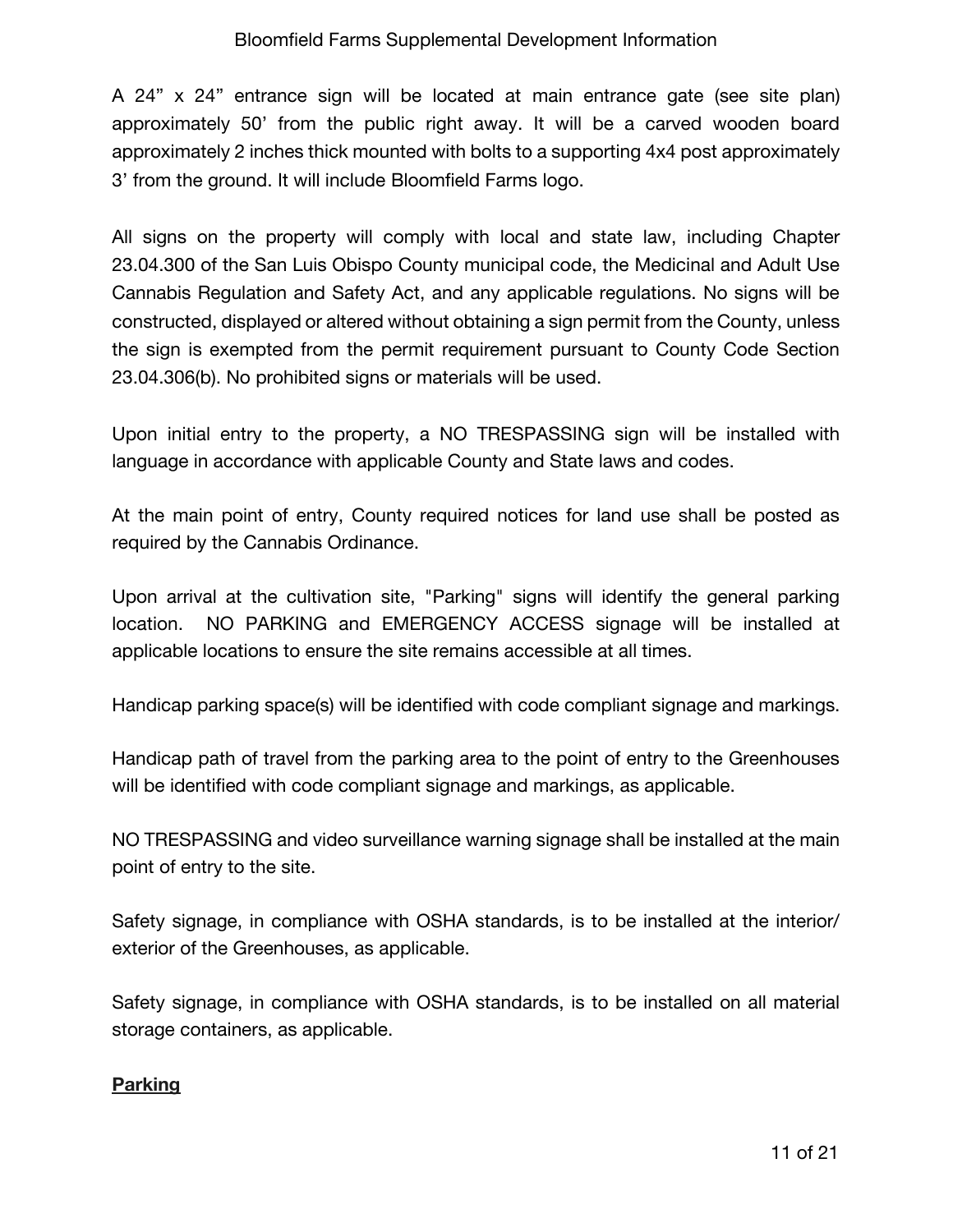A 24” x 24” entrance sign will be located at main entrance gate (see site plan) approximately 50’ from the public right away. It will be a carved wooden board approximately 2 inches thick mounted with bolts to a supporting 4x4 post approximately 3’ from the ground. It will include Bloomfield Farms logo.

All signs on the property will comply with local and state law, including Chapter 23.04.300 of the San Luis Obispo County municipal code, the Medicinal and Adult Use Cannabis Regulation and Safety Act, and any applicable regulations. No signs will be constructed, displayed or altered without obtaining a sign permit from the County, unless the sign is exempted from the permit requirement pursuant to County Code Section 23.04.306(b). No prohibited signs or materials will be used.

Upon initial entry to the property, a NO TRESPASSING sign will be installed with language in accordance with applicable County and State laws and codes.

At the main point of entry, County required notices for land use shall be posted as required by the Cannabis Ordinance.

Upon arrival at the cultivation site, "Parking" signs will identify the general parking location. NO PARKING and EMERGENCY ACCESS signage will be installed at applicable locations to ensure the site remains accessible at all times.

Handicap parking space(s) will be identified with code compliant signage and markings.

Handicap path of travel from the parking area to the point of entry to the Greenhouses will be identified with code compliant signage and markings, as applicable.

NO TRESPASSING and video surveillance warning signage shall be installed at the main point of entry to the site.

Safety signage, in compliance with OSHA standards, is to be installed at the interior/ exterior of the Greenhouses, as applicable.

Safety signage, in compliance with OSHA standards, is to be installed on all material storage containers, as applicable.

**Parking**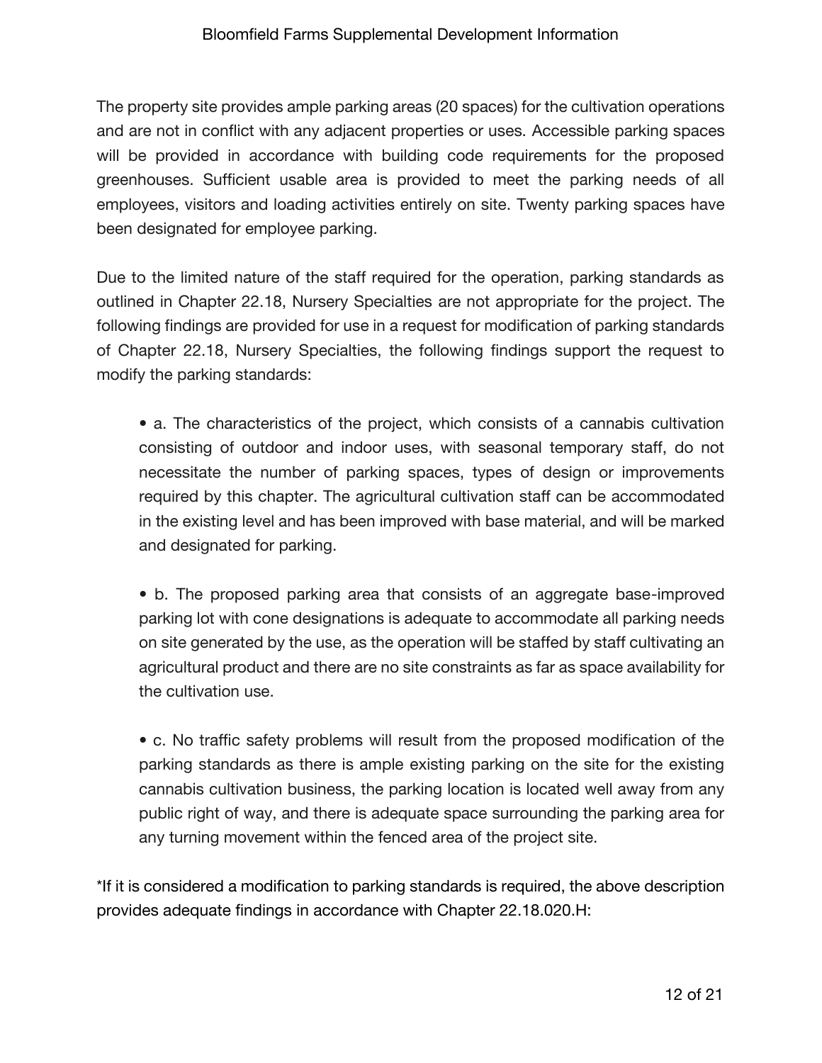The property site provides ample parking areas (20 spaces) for the cultivation operations and are not in conflict with any adjacent properties or uses. Accessible parking spaces will be provided in accordance with building code requirements for the proposed greenhouses. Sufficient usable area is provided to meet the parking needs of all employees, visitors and loading activities entirely on site. Twenty parking spaces have been designated for employee parking.

Due to the limited nature of the staff required for the operation, parking standards as outlined in Chapter 22.18, Nursery Specialties are not appropriate for the project. The following findings are provided for use in a request for modification of parking standards of Chapter 22.18, Nursery Specialties, the following findings support the request to modify the parking standards:

- a. The characteristics of the project, which consists of a cannabis cultivation consisting of outdoor and indoor uses, with seasonal temporary staff, do not necessitate the number of parking spaces, types of design or improvements required by this chapter. The agricultural cultivation staff can be accommodated in the existing level and has been improved with base material, and will be marked and designated for parking.

- b. The proposed parking area that consists of an aggregate base-improved parking lot with cone designations is adequate to accommodate all parking needs on site generated by the use, as the operation will be staffed by staff cultivating an agricultural product and there are no site constraints as far as space availability for the cultivation use.

- c. No traffic safety problems will result from the proposed modification of the parking standards as there is ample existing parking on the site for the existing cannabis cultivation business, the parking location is located well away from any public right of way, and there is adequate space surrounding the parking area for any turning movement within the fenced area of the project site.

*If it is considered a modification to parking standards is required, the above description provides adequate findings in accordance with Chapter 22.18.020.H: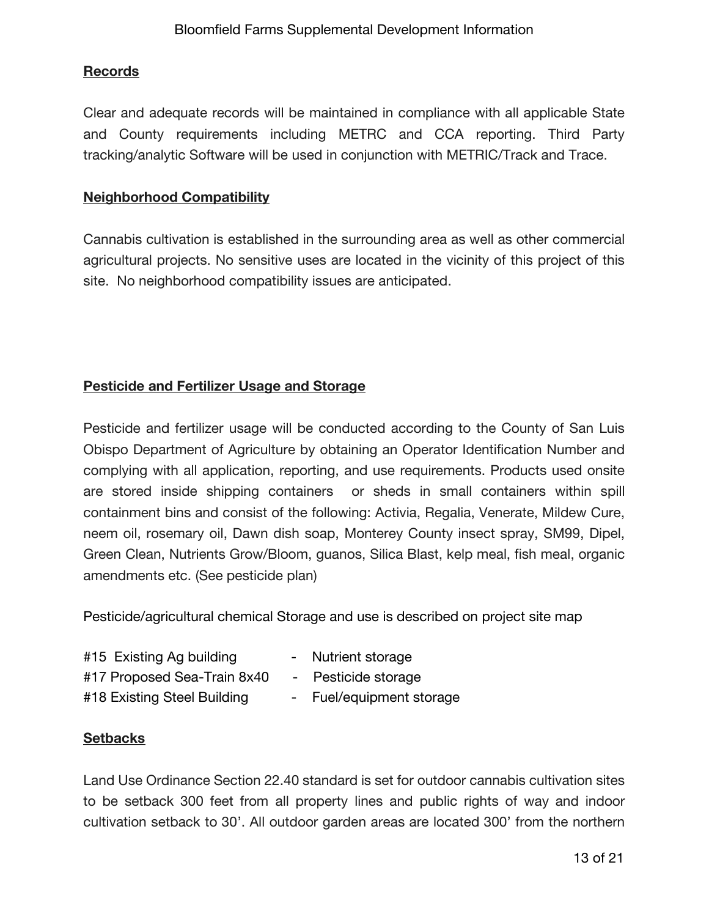**Records**

Clear and adequate records will be maintained in compliance with all applicable State and County requirements including METRC and CCA reporting. Third Party tracking/analytic Software will be used in conjunction with METRIC/Track and Trace.

**Neighborhood Compatibility**

Cannabis cultivation is established in the surrounding area as well as other commercial agricultural projects. No sensitive uses are located in the vicinity of this project of this site. No neighborhood compatibility issues are anticipated.

**Pesticide and Fertilizer Usage and Storage**

Pesticide and fertilizer usage will be conducted according to the County of San Luis Obispo Department of Agriculture by obtaining an Operator Identification Number and complying with all application, reporting, and use requirements. Products used onsite are stored inside shipping containers or sheds in small containers within spill containment bins and consist of the following: Activia, Regalia, Venerate, Mildew Cure, neem oil, rosemary oil, Dawn dish soap, Monterey County insect spray, SM99, Dipel, Green Clean, Nutrients Grow/Bloom, guanos, Silica Blast, kelp meal, fish meal, organic amendments etc. (See pesticide plan)

Pesticide/agricultural chemical Storage and use is described on project site map

- #15 Existing Ag building - Nutrient storage
- #17 Proposed Sea-Train 8x40 - Pesticide storage
- #18 Existing Steel Building - Fuel/equipment storage

**Setbacks**

Land Use Ordinance Section 22.40 standard is set for outdoor cannabis cultivation sites to be setback 300 feet from all property lines and public rights of way and indoor cultivation setback to 30'. All outdoor garden areas are located 300' from the northern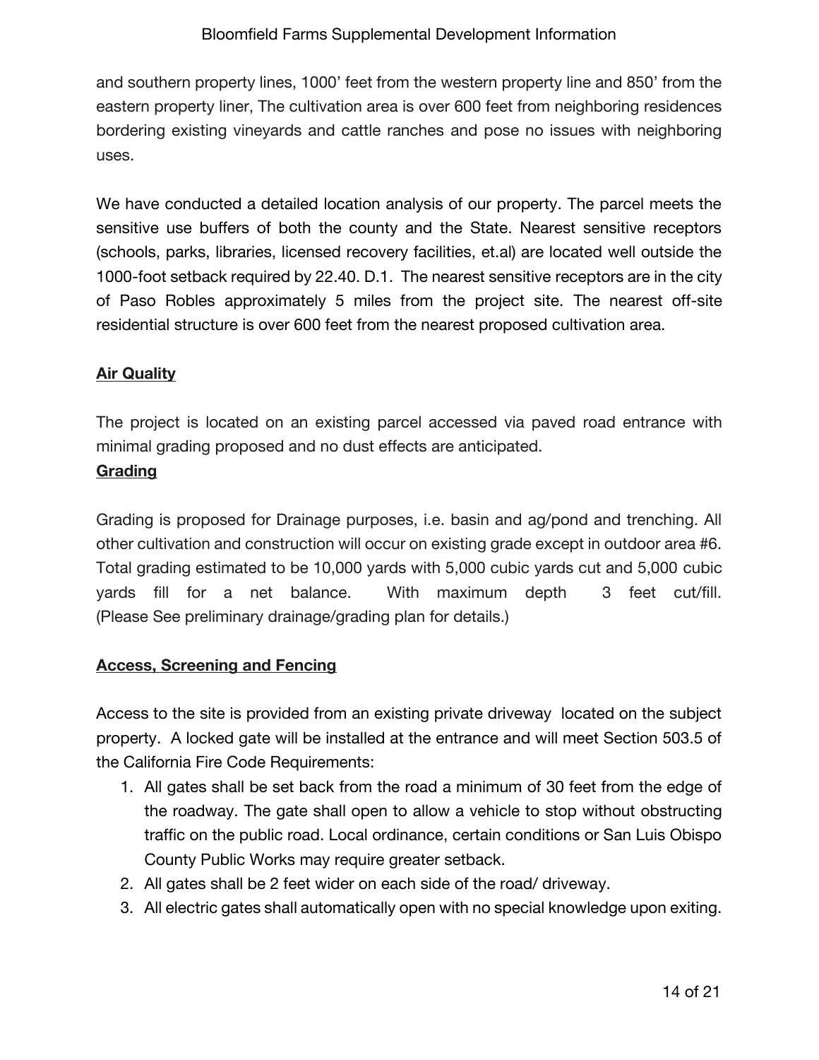and southern property lines, 1000' feet from the western property line and 850' from the eastern property liner, The cultivation area is over 600 feet from neighboring residences bordering existing vineyards and cattle ranches and pose no issues with neighboring uses.

We have conducted a detailed location analysis of our property. The parcel meets the sensitive use buffers of both the county and the State. Nearest sensitive receptors (schools, parks, libraries, licensed recovery facilities, et.al) are located well outside the 1000-foot setback required by 22.40. D.1. The nearest sensitive receptors are in the city of Paso Robles approximately 5 miles from the project site. The nearest off-site residential structure is over 600 feet from the nearest proposed cultivation area.

**Air Quality**

The project is located on an existing parcel accessed via paved road entrance with minimal grading proposed and no dust effects are anticipated.

**Grading**

Grading is proposed for Drainage purposes, i.e. basin and ag/pond and trenching. All other cultivation and construction will occur on existing grade except in outdoor area #6. Total grading estimated to be 10,000 yards with 5,000 cubic yards cut and 5,000 cubic yards fill for a net balance. With maximum depth 3 feet cut/fill. (Please See preliminary drainage/grading plan for details.)

**Access, Screening and Fencing**

Access to the site is provided from an existing private driveway located on the subject property. A locked gate will be installed at the entrance and will meet Section 503.5 of the California Fire Code Requirements:

1. All gates shall be set back from the road a minimum of 30 feet from the edge of the roadway. The gate shall open to allow a vehicle to stop without obstructing traffic on the public road. Local ordinance, certain conditions or San Luis Obispo County Public Works may require greater setback.
2. All gates shall be 2 feet wider on each side of the road/ driveway.
3. All electric gates shall automatically open with no special knowledge upon exiting.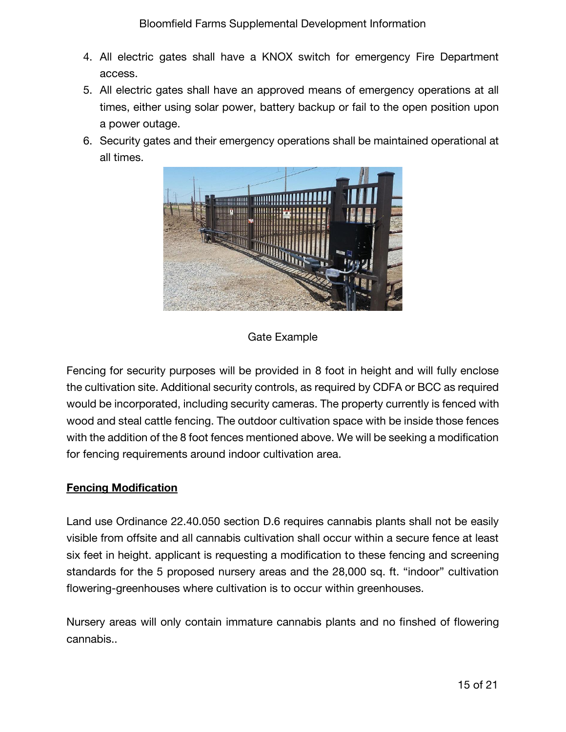4. All electric gates shall have a KNOX switch for emergency Fire Department access.
5. All electric gates shall have an approved means of emergency operations at all times, either using solar power, battery backup or fail to the open position upon a power outage.
6. Security gates and their emergency operations shall be maintained operational at all times.

Gate Example

Fencing for security purposes will be provided in 8 foot in height and will fully enclose the cultivation site. Additional security controls, as required by CDFA or BCC as required would be incorporated, including security cameras. The property currently is fenced with wood and steal cattle fencing. The outdoor cultivation space with be inside those fences with the addition of the 8 foot fences mentioned above. We will be seeking a modification for fencing requirements around indoor cultivation area.

**Fencing Modification**

Land use Ordinance 22.40.050 section D.6 requires cannabis plants shall not be easily visible from offsite and all cannabis cultivation shall occur within a secure fence at least six feet in height. applicant is requesting a modification to these fencing and screening standards for the 5 proposed nursery areas and the 28,000 sq. ft. "indoor" cultivation flowering-greenhouses where cultivation is to occur within greenhouses.

Nursery areas will only contain immature cannabis plants and no finshed of flowering cannabis..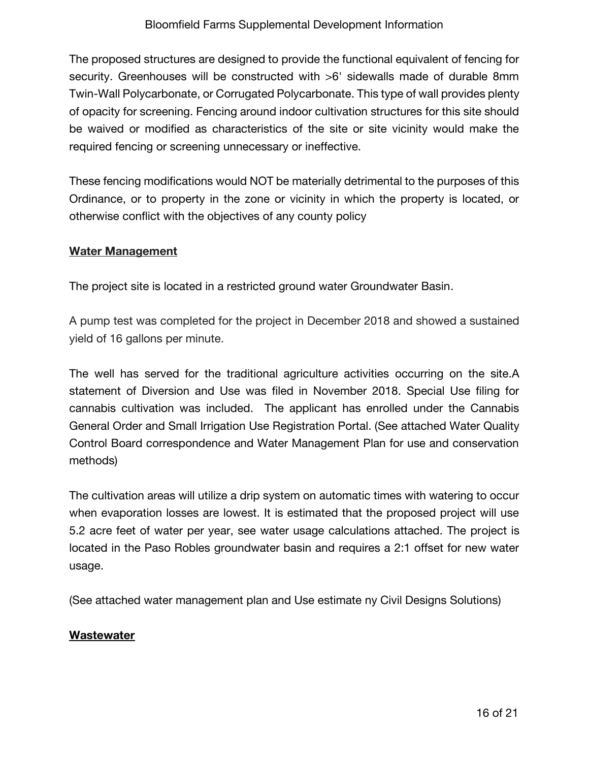The proposed structures are designed to provide the functional equivalent of fencing for security. Greenhouses will be constructed with >6' sidewalls made of durable 8mm Twin-Wall Polycarbonate, or Corrugated Polycarbonate. This type of wall provides plenty of opacity for screening. Fencing around indoor cultivation structures for this site should be waived or modified as characteristics of the site or site vicinity would make the required fencing or screening unnecessary or ineffective.

These fencing modifications would NOT be materially detrimental to the purposes of this Ordinance, or to property in the zone or vicinity in which the property is located, or otherwise conflict with the objectives of any county policy

**Water Management**

The project site is located in a restricted ground water Groundwater Basin.

A pump test was completed for the project in December 2018 and showed a sustained yield of 16 gallons per minute.

The well has served for the traditional agriculture activities occurring on the site.A statement of Diversion and Use was filed in November 2018. Special Use filing for cannabis cultivation was included. The applicant has enrolled under the Cannabis General Order and Small Irrigation Use Registration Portal. (See attached Water Quality Control Board correspondence and Water Management Plan for use and conservation methods)

The cultivation areas will utilize a drip system on automatic times with watering to occur when evaporation losses are lowest. It is estimated that the proposed project will use 5.2 acre feet of water per year, see water usage calculations attached. The project is located in the Paso Robles groundwater basin and requires a 2:1 offset for new water usage.

(See attached water management plan and Use estimate ny Civil Designs Solutions)

**Wastewater**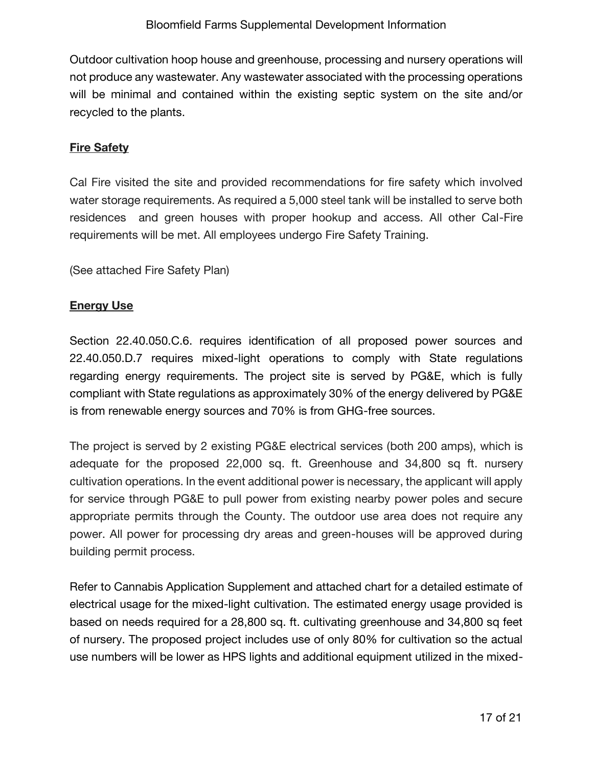Outdoor cultivation hoop house and greenhouse, processing and nursery operations will not produce any wastewater. Any wastewater associated with the processing operations will be minimal and contained within the existing septic system on the site and/or recycled to the plants.

**Fire Safety**

Cal Fire visited the site and provided recommendations for fire safety which involved water storage requirements. As required a 5,000 steel tank will be installed to serve both residences and green houses with proper hookup and access. All other Cal-Fire requirements will be met. All employees undergo Fire Safety Training.

(See attached Fire Safety Plan)

**Energy Use**

Section 22.40.050.C.6. requires identification of all proposed power sources and 22.40.050.D.7 requires mixed-light operations to comply with State regulations regarding energy requirements. The project site is served by PG&E, which is fully compliant with State regulations as approximately 30% of the energy delivered by PG&E is from renewable energy sources and 70% is from GHG-free sources.

The project is served by 2 existing PG&E electrical services (both 200 amps), which is adequate for the proposed 22,000 sq. ft. Greenhouse and 34,800 sq ft. nursery cultivation operations. In the event additional power is necessary, the applicant will apply for service through PG&E to pull power from existing nearby power poles and secure appropriate permits through the County. The outdoor use area does not require any power. All power for processing dry areas and green-houses will be approved during building permit process.

Refer to Cannabis Application Supplement and attached chart for a detailed estimate of electrical usage for the mixed-light cultivation. The estimated energy usage provided is based on needs required for a 28,800 sq. ft. cultivating greenhouse and 34,800 sq feet of nursery. The proposed project includes use of only 80% for cultivation so the actual use numbers will be lower as HPS lights and additional equipment utilized in the mixed-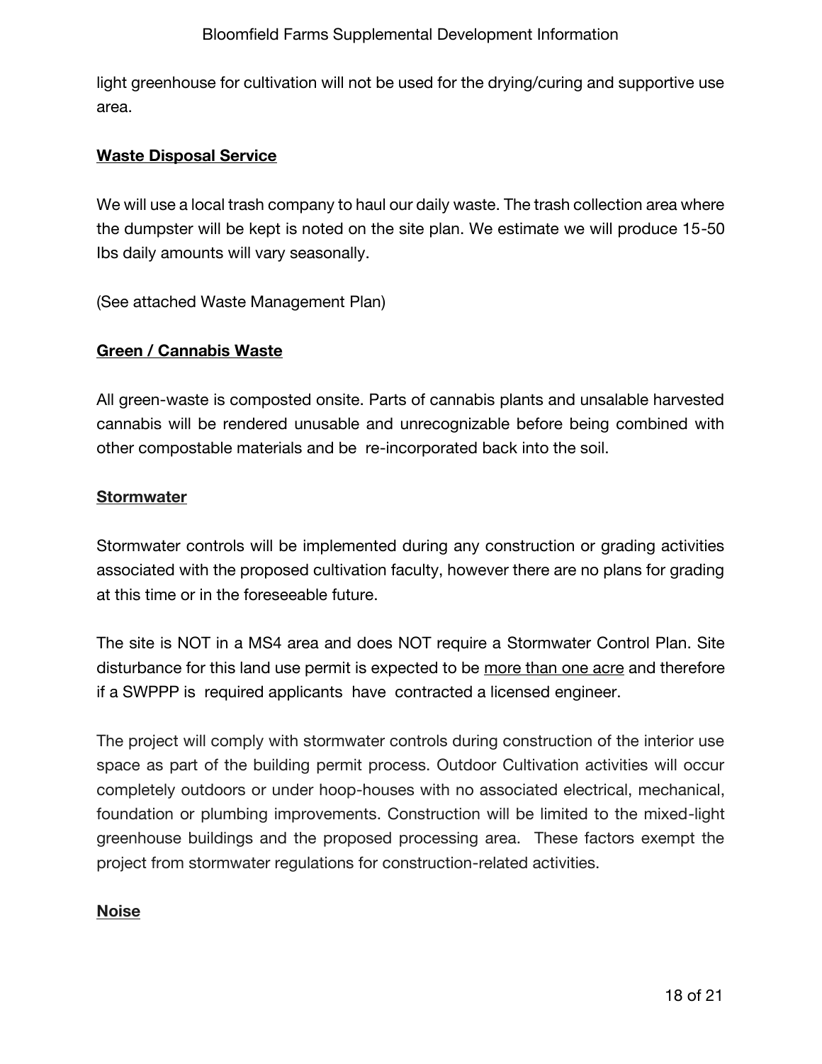light greenhouse for cultivation will not be used for the drying/curing and supportive use area.

**Waste Disposal Service**

We will use a local trash company to haul our daily waste. The trash collection area where the dumpster will be kept is noted on the site plan. We estimate we will produce 15-50 Ibs daily amounts will vary seasonally.

(See attached Waste Management Plan)

**Green / Cannabis Waste**

All green-waste is composted onsite. Parts of cannabis plants and unsalable harvested cannabis will be rendered unusable and unrecognizable before being combined with other compostable materials and be re-incorporated back into the soil.

**Stormwater**

Stormwater controls will be implemented during any construction or grading activities associated with the proposed cultivation faculty, however there are no plans for grading at this time or in the foreseeable future.

The site is NOT in a MS4 area and does NOT require a Stormwater Control Plan. Site disturbance for this land use permit is expected to be more than one acre and therefore if a SWPPP is required applicants have contracted a licensed engineer.

The project will comply with stormwater controls during construction of the interior use space as part of the building permit process. Outdoor Cultivation activities will occur completely outdoors or under hoop-houses with no associated electrical, mechanical, foundation or plumbing improvements. Construction will be limited to the mixed-light greenhouse buildings and the proposed processing area. These factors exempt the project from stormwater regulations for construction-related activities.

**Noise**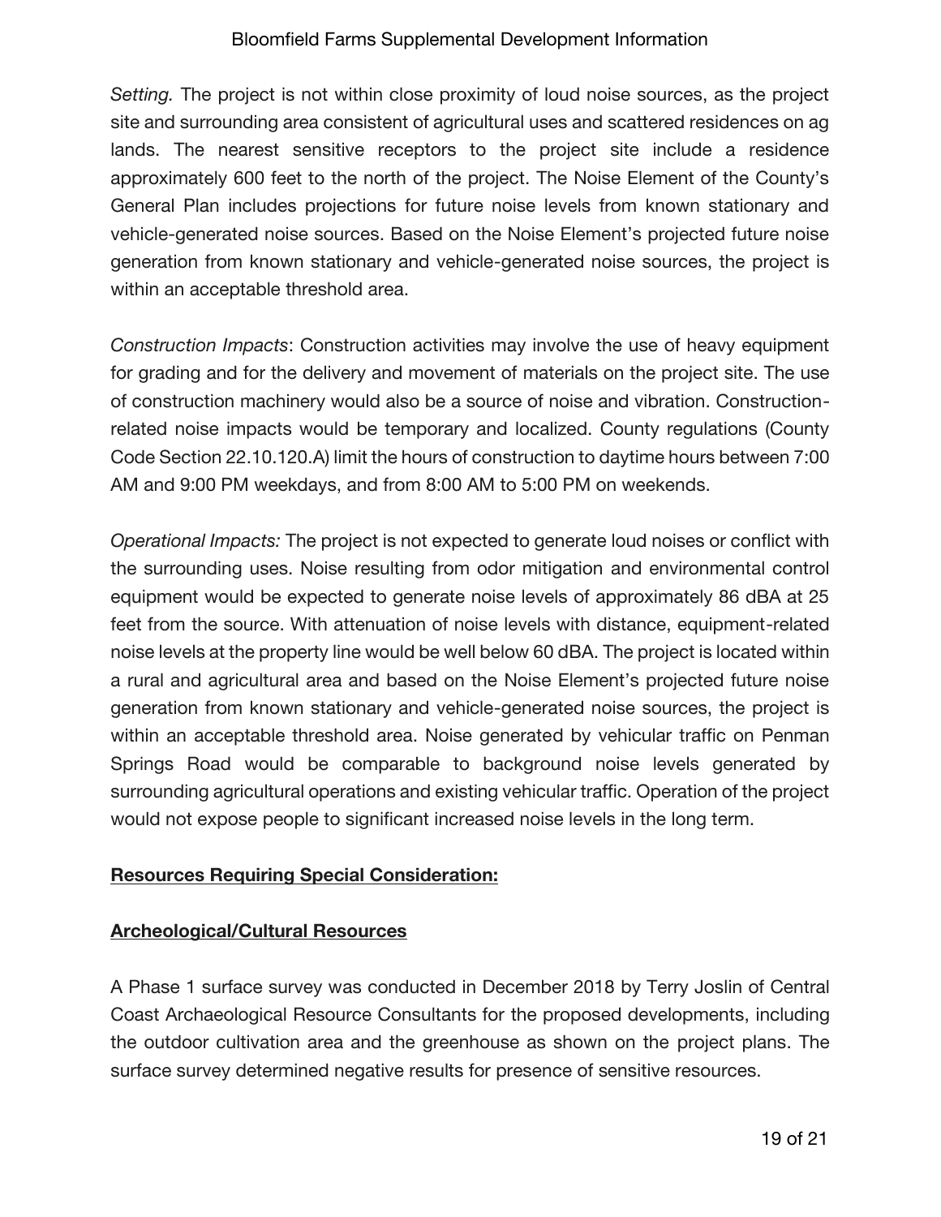*Setting.* The project is not within close proximity of loud noise sources, as the project site and surrounding area consistent of agricultural uses and scattered residences on ag lands. The nearest sensitive receptors to the project site include a residence approximately 600 feet to the north of the project. The Noise Element of the County's General Plan includes projections for future noise levels from known stationary and vehicle-generated noise sources. Based on the Noise Element's projected future noise generation from known stationary and vehicle-generated noise sources, the project is within an acceptable threshold area.

*Construction Impacts*: Construction activities may involve the use of heavy equipment for grading and for the delivery and movement of materials on the project site. The use of construction machinery would also be a source of noise and vibration. Construction-related noise impacts would be temporary and localized. County regulations (County Code Section 22.10.120.A) limit the hours of construction to daytime hours between 7:00 AM and 9:00 PM weekdays, and from 8:00 AM to 5:00 PM on weekends.

*Operational Impacts:* The project is not expected to generate loud noises or conflict with the surrounding uses. Noise resulting from odor mitigation and environmental control equipment would be expected to generate noise levels of approximately 86 dBA at 25 feet from the source. With attenuation of noise levels with distance, equipment-related noise levels at the property line would be well below 60 dBA. The project is located within a rural and agricultural area and based on the Noise Element's projected future noise generation from known stationary and vehicle-generated noise sources, the project is within an acceptable threshold area. Noise generated by vehicular traffic on Penman Springs Road would be comparable to background noise levels generated by surrounding agricultural operations and existing vehicular traffic. Operation of the project would not expose people to significant increased noise levels in the long term.

**Resources Requiring Special Consideration:**

**Archeological/Cultural Resources**

A Phase 1 surface survey was conducted in December 2018 by Terry Joslin of Central Coast Archaeological Resource Consultants for the proposed developments, including the outdoor cultivation area and the greenhouse as shown on the project plans. The surface survey determined negative results for presence of sensitive resources.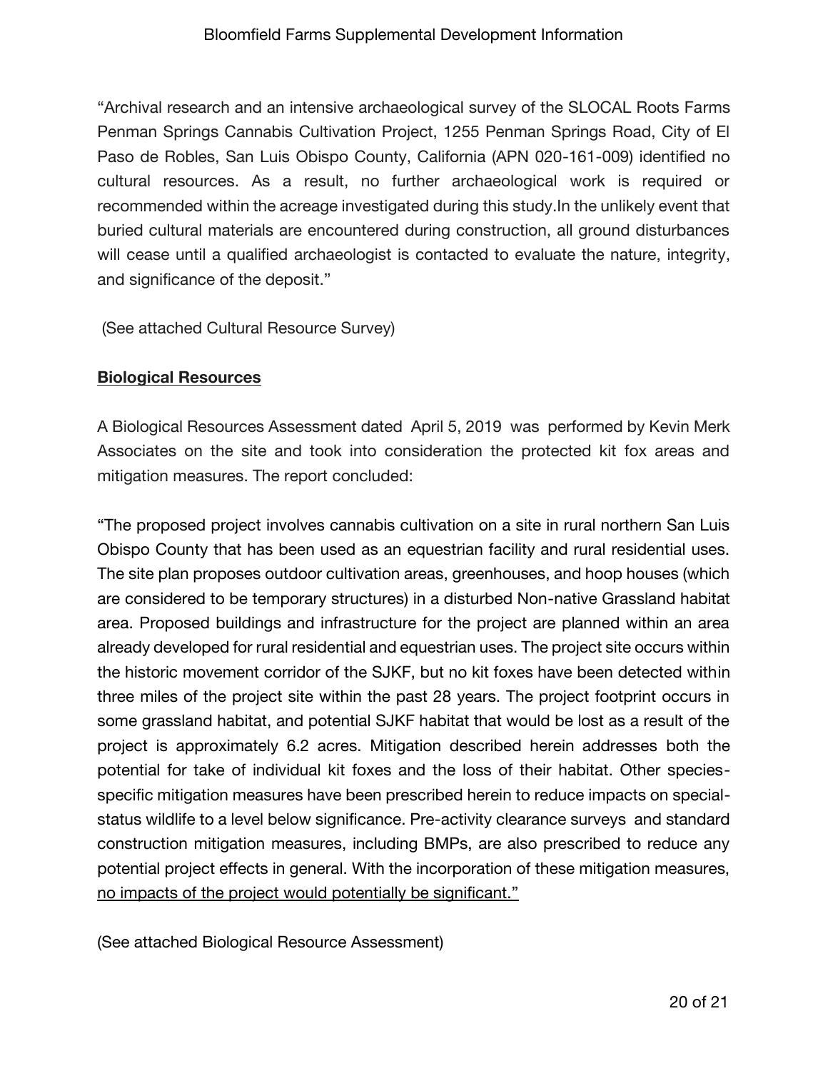"Archival research and an intensive archaeological survey of the SLOCAL Roots Farms Penman Springs Cannabis Cultivation Project, 1255 Penman Springs Road, City of El Paso de Robles, San Luis Obispo County, California (APN 020-161-009) identified no cultural resources. As a result, no further archaeological work is required or recommended within the acreage investigated during this study.In the unlikely event that buried cultural materials are encountered during construction, all ground disturbances will cease until a qualified archaeologist is contacted to evaluate the nature, integrity, and significance of the deposit."

(See attached Cultural Resource Survey)

**<u>Biological Resources</u>**

A Biological Resources Assessment dated April 5, 2019 was performed by Kevin Merk Associates on the site and took into consideration the protected kit fox areas and mitigation measures. The report concluded:

"The proposed project involves cannabis cultivation on a site in rural northern San Luis Obispo County that has been used as an equestrian facility and rural residential uses. The site plan proposes outdoor cultivation areas, greenhouses, and hoop houses (which are considered to be temporary structures) in a disturbed Non-native Grassland habitat area. Proposed buildings and infrastructure for the project are planned within an area already developed for rural residential and equestrian uses. The project site occurs within the historic movement corridor of the SJKF, but no kit foxes have been detected within three miles of the project site within the past 28 years. The project footprint occurs in some grassland habitat, and potential SJKF habitat that would be lost as a result of the project is approximately 6.2 acres. Mitigation described herein addresses both the potential for take of individual kit foxes and the loss of their habitat. Other species-specific mitigation measures have been prescribed herein to reduce impacts on special-status wildlife to a level below significance. Pre-activity clearance surveys and standard construction mitigation measures, including BMPs, are also prescribed to reduce any potential project effects in general. With the incorporation of these mitigation measures, <u>no impacts of the project would potentially be significant."</u>

(See attached Biological Resource Assessment)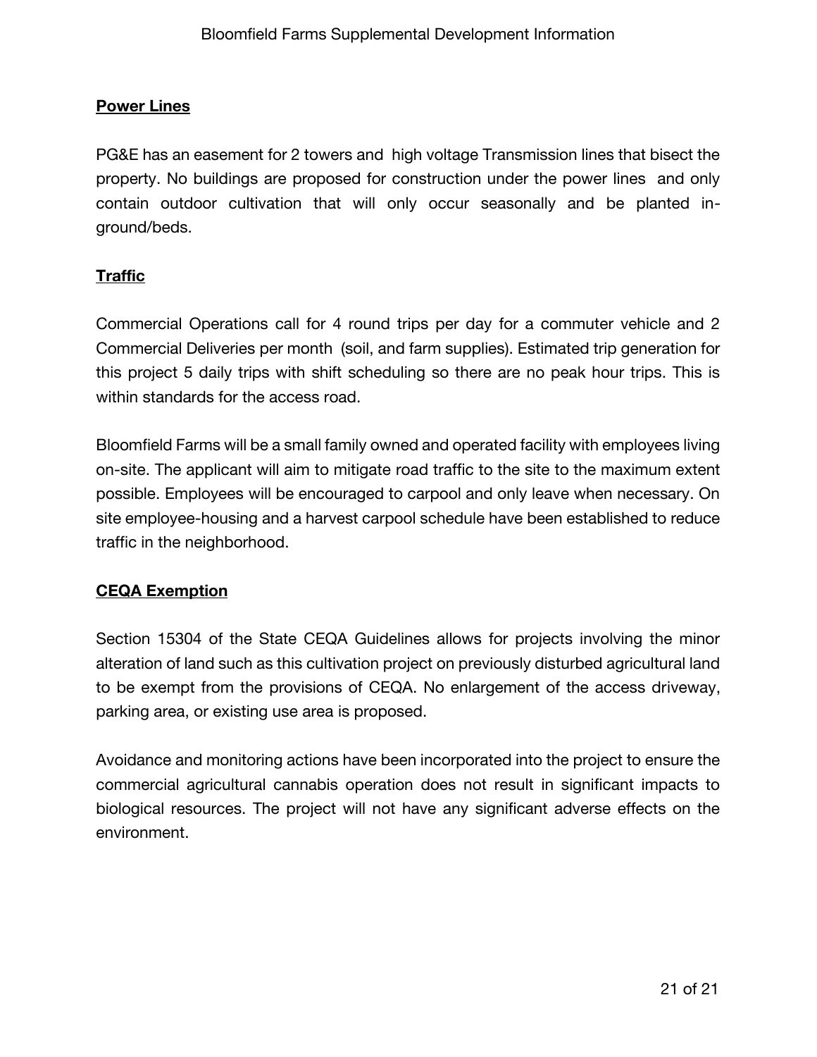**Power Lines**

PG&E has an easement for 2 towers and high voltage Transmission lines that bisect the property. No buildings are proposed for construction under the power lines and only contain outdoor cultivation that will only occur seasonally and be planted in-ground/beds.

**Traffic**

Commercial Operations call for 4 round trips per day for a commuter vehicle and 2 Commercial Deliveries per month (soil, and farm supplies). Estimated trip generation for this project 5 daily trips with shift scheduling so there are no peak hour trips. This is within standards for the access road.

Bloomfield Farms will be a small family owned and operated facility with employees living on-site. The applicant will aim to mitigate road traffic to the site to the maximum extent possible. Employees will be encouraged to carpool and only leave when necessary. On site employee-housing and a harvest carpool schedule have been established to reduce traffic in the neighborhood.

**CEQA Exemption**

Section 15304 of the State CEQA Guidelines allows for projects involving the minor alteration of land such as this cultivation project on previously disturbed agricultural land to be exempt from the provisions of CEQA. No enlargement of the access driveway, parking area, or existing use area is proposed.

Avoidance and monitoring actions have been incorporated into the project to ensure the commercial agricultural cannabis operation does not result in significant impacts to biological resources. The project will not have any significant adverse effects on the environment.